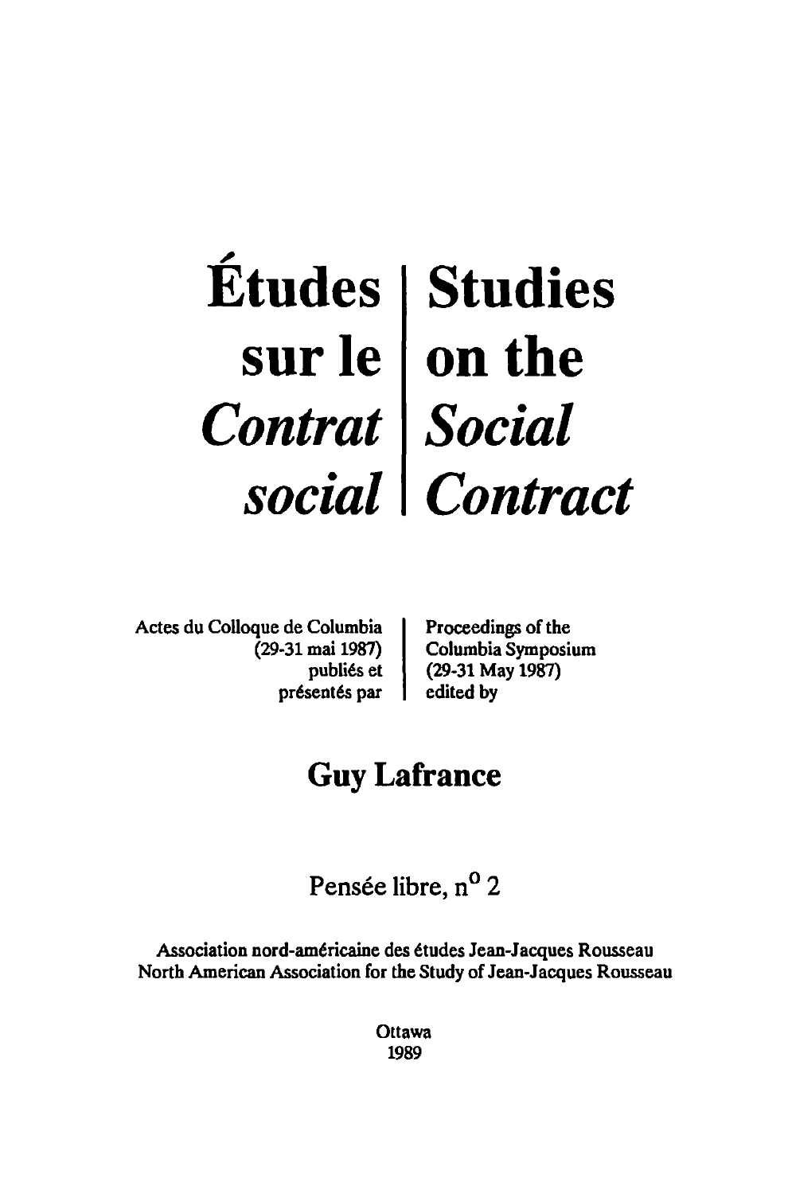# Études sur le *Contrat social* | Studies on the *Social Contract*

Actes du Colloque de Columbia (29-31 mai 1987) publiés et présentés par

Proceedings of the Columbia Symposium (29-31 May 1987) edited by

## Guy Lafrance

Pensée libre, n[o] 2

Association nord-américaine des études Jean-Jacques Rousseau
North American Association for the Study of Jean-Jacques Rousseau

Ottawa
1989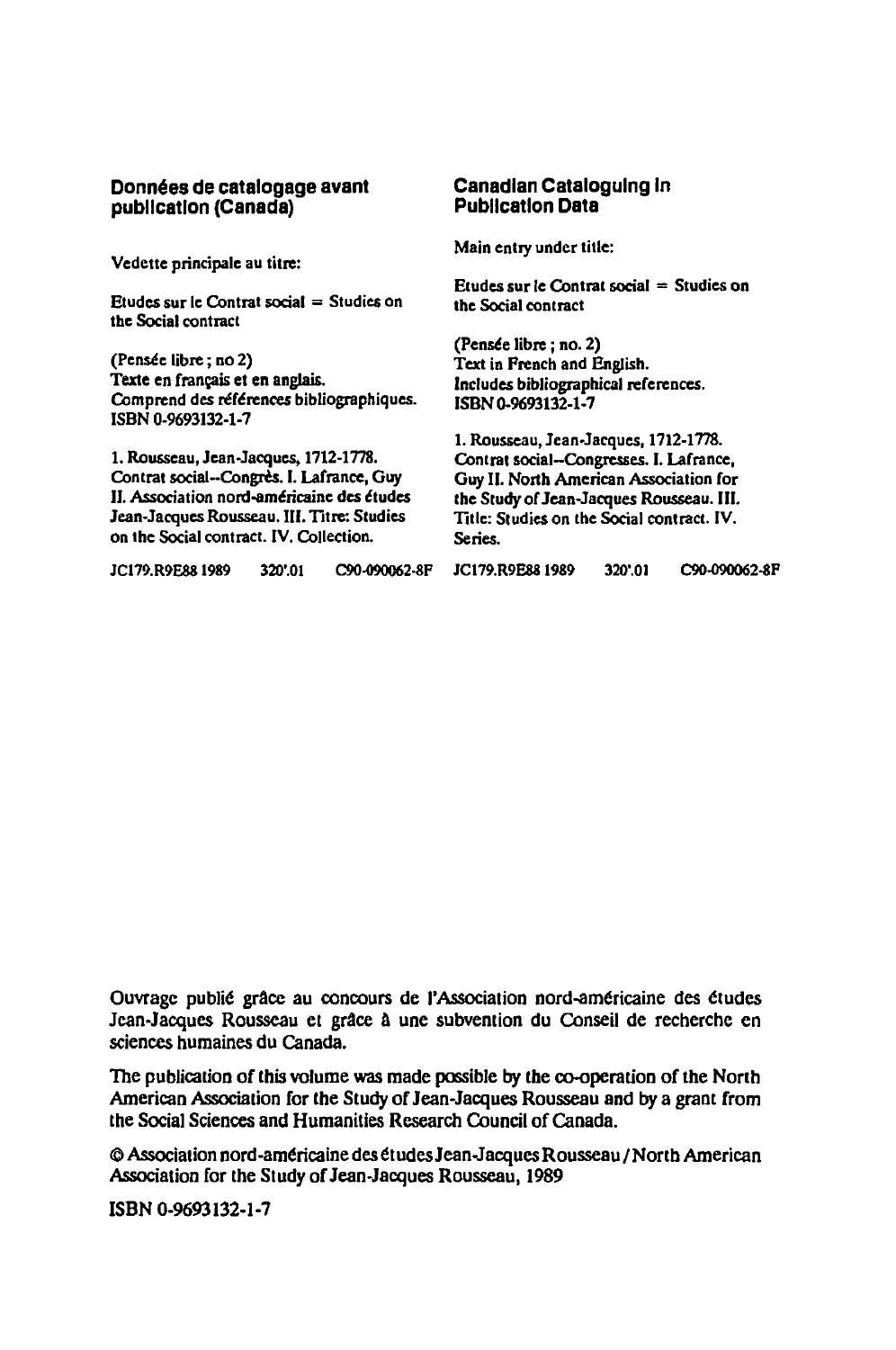**Données de catalogage avant publication (Canada)**

Vedette principale au titre:

Etudes sur le Contrat social = Studies on the Social contract

(Pensée libre ; no 2)
Texte en français et en anglais.
Comprend des références bibliographiques.
ISBN 0-9693132-1-7

1. Rousseau, Jean-Jacques, 1712-1778. Contrat social--Congrès. I. Lafrance, Guy II. Association nord-américaine des études Jean-Jacques Rousseau. III. Titre: Studies on the Social contract. IV. Collection.

JC179.R9E88 1989 320'.01 C90-090062-8F

**Canadian Cataloguing in Publication Data**

Main entry under title:

Etudes sur le Contrat social = Studies on the Social contract

(Pensée libre ; no. 2)
Text in French and English.
Includes bibliographical references.
ISBN 0-9693132-1-7

1. Rousseau, Jean-Jacques, 1712-1778. Contrat social--Congresses. I. Lafrance, Guy II. North American Association for the Study of Jean-Jacques Rousseau. III. Title: Studies on the Social contract. IV. Series.

JC179.R9E88 1989 320'.01 C90-090062-8F

Ouvrage publié grâce au concours de l'Association nord-américaine des études Jean-Jacques Rousseau et grâce à une subvention du Conseil de recherche en sciences humaines du Canada.

The publication of this volume was made possible by the co-operation of the North American Association for the Study of Jean-Jacques Rousseau and by a grant from the Social Sciences and Humanities Research Council of Canada.

© Association nord-américaine des études Jean-Jacques Rousseau / North American Association for the Study of Jean-Jacques Rousseau, 1989

ISBN 0-9693132-1-7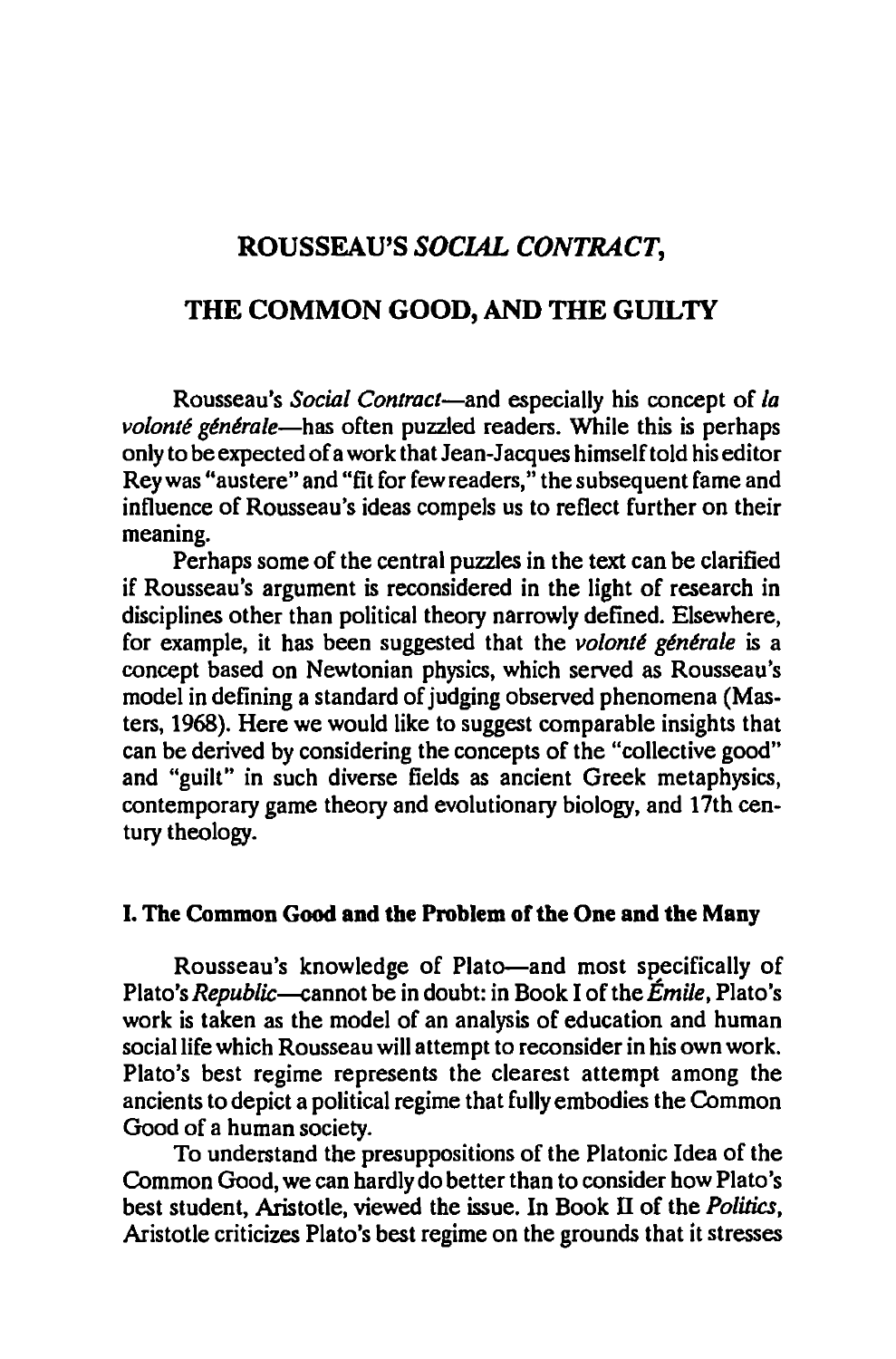# ROUSSEAU'S *SOCIAL CONTRACT*, THE COMMON GOOD, AND THE GUILTY

Rousseau's *Social Contract*—and especially his concept of *la volonté générale*—has often puzzled readers. While this is perhaps only to be expected of a work that Jean-Jacques himself told his editor Rey was "austere" and "fit for few readers," the subsequent fame and influence of Rousseau's ideas compels us to reflect further on their meaning.

Perhaps some of the central puzzles in the text can be clarified if Rousseau's argument is reconsidered in the light of research in disciplines other than political theory narrowly defined. Elsewhere, for example, it has been suggested that the *volonté générale* is a concept based on Newtonian physics, which served as Rousseau's model in defining a standard of judging observed phenomena (Masters, 1968). Here we would like to suggest comparable insights that can be derived by considering the concepts of the "collective good" and "guilt" in such diverse fields as ancient Greek metaphysics, contemporary game theory and evolutionary biology, and 17th century theology.

## I. The Common Good and the Problem of the One and the Many

Rousseau's knowledge of Plato—and most specifically of Plato's *Republic*—cannot be in doubt: in Book I of the *Émile*, Plato's work is taken as the model of an analysis of education and human social life which Rousseau will attempt to reconsider in his own work. Plato's best regime represents the clearest attempt among the ancients to depict a political regime that fully embodies the Common Good of a human society.

To understand the presuppositions of the Platonic Idea of the Common Good, we can hardly do better than to consider how Plato's best student, Aristotle, viewed the issue. In Book II of the *Politics*, Aristotle criticizes Plato's best regime on the grounds that it stresses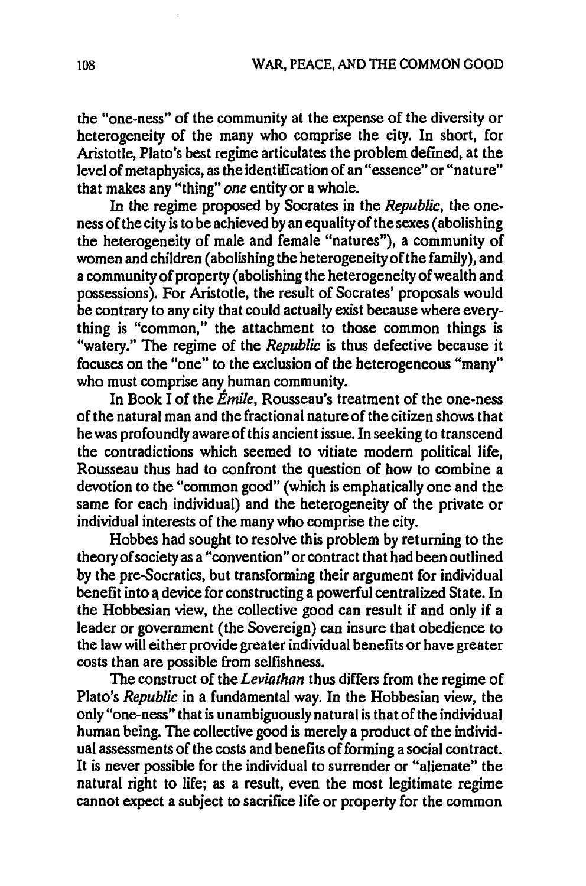the "one-ness" of the community at the expense of the diversity or heterogeneity of the many who comprise the city. In short, for Aristotle, Plato's best regime articulates the problem defined, at the level of metaphysics, as the identification of an "essence" or "nature" that makes any "thing" *one* entity or a whole.

In the regime proposed by Socrates in the *Republic*, the oneness of the city is to be achieved by an equality of the sexes (abolishing the heterogeneity of male and female "natures"), a community of women and children (abolishing the heterogeneity of the family), and a community of property (abolishing the heterogeneity of wealth and possessions). For Aristotle, the result of Socrates' proposals would be contrary to any city that could actually exist because where everything is "common," the attachment to those common things is "watery." The regime of the *Republic* is thus defective because it focuses on the "one" to the exclusion of the heterogeneous "many" who must comprise any human community.

In Book I of the *Émile*, Rousseau's treatment of the one-ness of the natural man and the fractional nature of the citizen shows that he was profoundly aware of this ancient issue. In seeking to transcend the contradictions which seemed to vitiate modern political life, Rousseau thus had to confront the question of how to combine a devotion to the "common good" (which is emphatically one and the same for each individual) and the heterogeneity of the private or individual interests of the many who comprise the city.

Hobbes had sought to resolve this problem by returning to the theory of society as a "convention" or contract that had been outlined by the pre-Socratics, but transforming their argument for individual benefit into a device for constructing a powerful centralized State. In the Hobbesian view, the collective good can result if and only if a leader or government (the Sovereign) can insure that obedience to the law will either provide greater individual benefits or have greater costs than are possible from selfishness.

The construct of the *Leviathan* thus differs from the regime of Plato's *Republic* in a fundamental way. In the Hobbesian view, the only "one-ness" that is unambiguously natural is that of the individual human being. The collective good is merely a product of the individual assessments of the costs and benefits of forming a social contract. It is never possible for the individual to surrender or "alienate" the natural right to life; as a result, even the most legitimate regime cannot expect a subject to sacrifice life or property for the common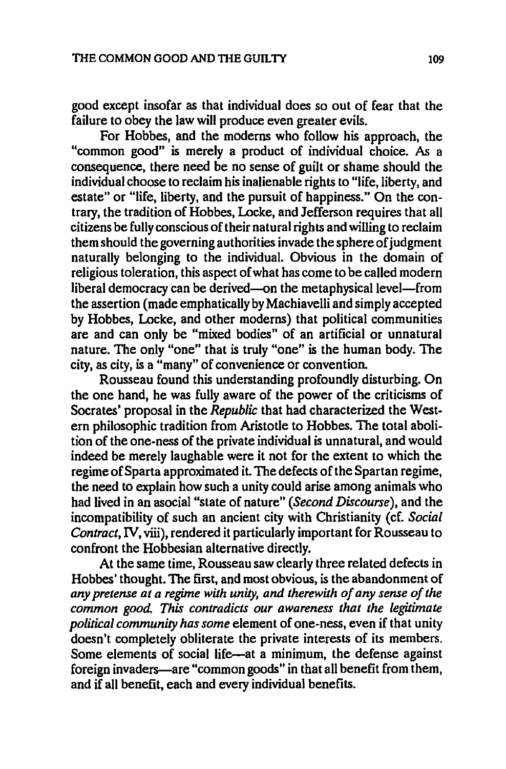good except insofar as that individual does so out of fear that the failure to obey the law will produce even greater evils.

For Hobbes, and the moderns who follow his approach, the "common good" is merely a product of individual choice. As a consequence, there need be no sense of guilt or shame should the individual choose to reclaim his inalienable rights to "life, liberty, and estate" or "life, liberty, and the pursuit of happiness." On the contrary, the tradition of Hobbes, Locke, and Jefferson requires that all citizens be fully conscious of their natural rights and willing to reclaim them should the governing authorities invade the sphere of judgment naturally belonging to the individual. Obvious in the domain of religious toleration, this aspect of what has come to be called modern liberal democracy can be derived—on the metaphysical level—from the assertion (made emphatically by Machiavelli and simply accepted by Hobbes, Locke, and other moderns) that political communities are and can only be "mixed bodies" of an artificial or unnatural nature. The only "one" that is truly "one" is the human body. The city, as city, is a "many" of convenience or convention.

Rousseau found this understanding profoundly disturbing. On the one hand, he was fully aware of the power of the criticisms of Socrates' proposal in the *Republic* that had characterized the Western philosophic tradition from Aristotle to Hobbes. The total abolition of the one-ness of the private individual is unnatural, and would indeed be merely laughable were it not for the extent to which the regime of Sparta approximated it. The defects of the Spartan regime, the need to explain how such a unity could arise among animals who had lived in an asocial "state of nature" (*Second Discourse*), and the incompatibility of such an ancient city with Christianity (cf. *Social Contract*, IV, viii), rendered it particularly important for Rousseau to confront the Hobbesian alternative directly.

At the same time, Rousseau saw clearly three related defects in Hobbes' thought. The first, and most obvious, is the abandonment of *any pretense at a regime with unity, and therewith of any sense of the common good. This contradicts our awareness that the legitimate political community has some* element of one-ness, even if that unity doesn't completely obliterate the private interests of its members. Some elements of social life—at a minimum, the defense against foreign invaders—are "common goods" in that all benefit from them, and if all benefit, each and every individual benefits.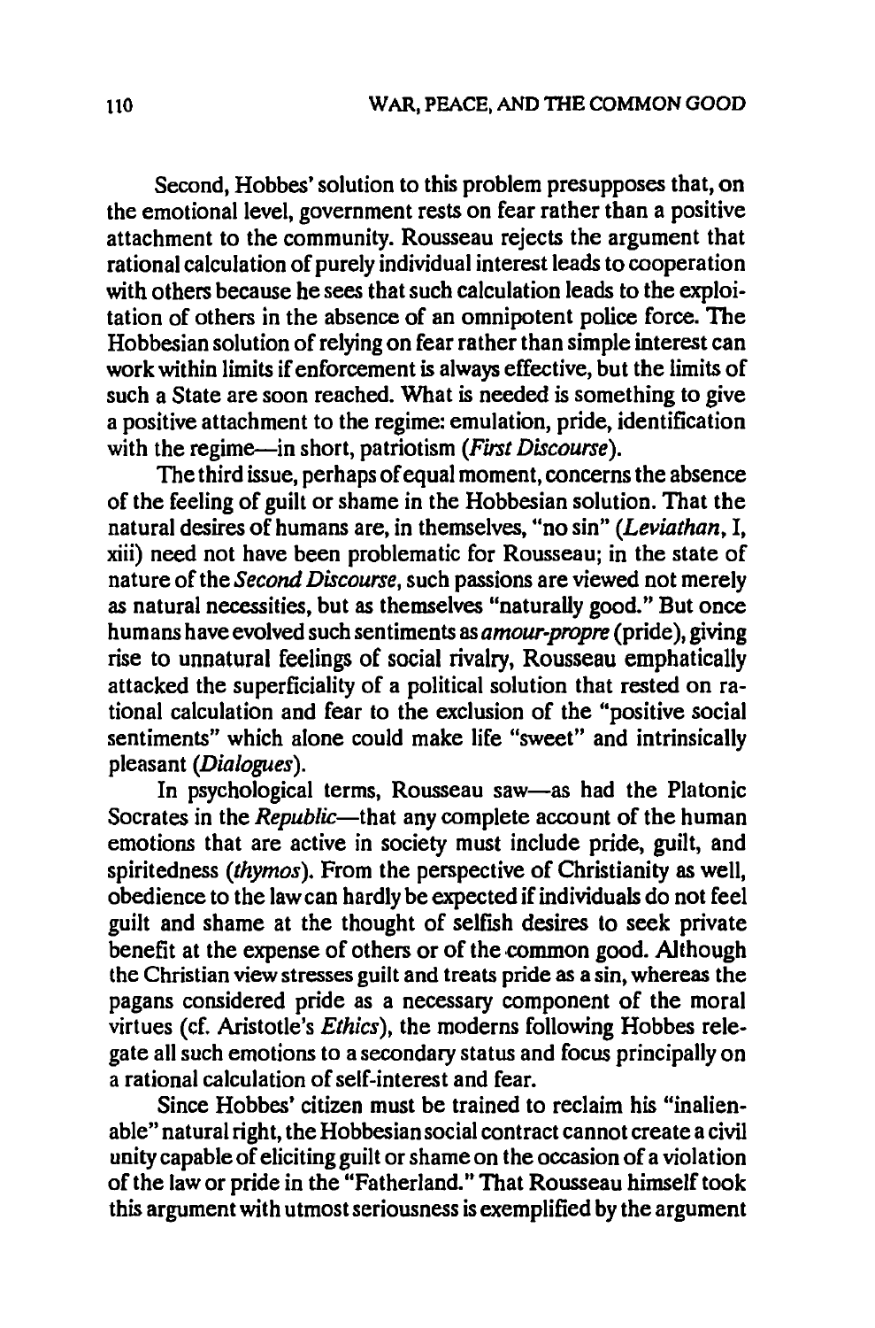Second, Hobbes' solution to this problem presupposes that, on the emotional level, government rests on fear rather than a positive attachment to the community. Rousseau rejects the argument that rational calculation of purely individual interest leads to cooperation with others because he sees that such calculation leads to the exploitation of others in the absence of an omnipotent police force. The Hobbesian solution of relying on fear rather than simple interest can work within limits if enforcement is always effective, but the limits of such a State are soon reached. What is needed is something to give a positive attachment to the regime: emulation, pride, identification with the regime—in short, patriotism (*First Discourse*).

The third issue, perhaps of equal moment, concerns the absence of the feeling of guilt or shame in the Hobbesian solution. That the natural desires of humans are, in themselves, "no sin" (*Leviathan*, I, xiii) need not have been problematic for Rousseau; in the state of nature of the *Second Discourse*, such passions are viewed not merely as natural necessities, but as themselves "naturally good." But once humans have evolved such sentiments as *amour-propre* (pride), giving rise to unnatural feelings of social rivalry, Rousseau emphatically attacked the superficiality of a political solution that rested on rational calculation and fear to the exclusion of the "positive social sentiments" which alone could make life "sweet" and intrinsically pleasant (*Dialogues*).

In psychological terms, Rousseau saw—as had the Platonic Socrates in the *Republic*—that any complete account of the human emotions that are active in society must include pride, guilt, and spiritedness (*thymos*). From the perspective of Christianity as well, obedience to the law can hardly be expected if individuals do not feel guilt and shame at the thought of selfish desires to seek private benefit at the expense of others or of the common good. Although the Christian view stresses guilt and treats pride as a sin, whereas the pagans considered pride as a necessary component of the moral virtues (cf. Aristotle's *Ethics*), the moderns following Hobbes relegate all such emotions to a secondary status and focus principally on a rational calculation of self-interest and fear.

Since Hobbes' citizen must be trained to reclaim his "inalienable" natural right, the Hobbesian social contract cannot create a civil unity capable of eliciting guilt or shame on the occasion of a violation of the law or pride in the "Fatherland." That Rousseau himself took this argument with utmost seriousness is exemplified by the argument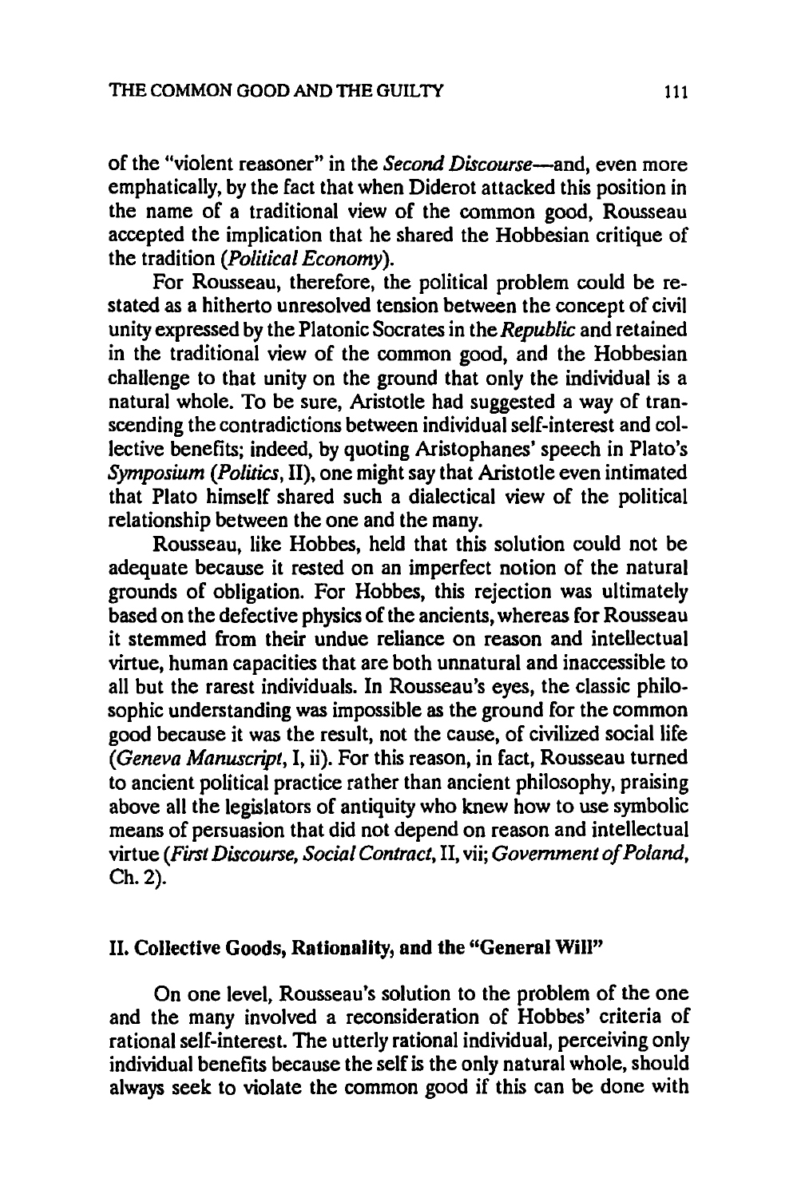of the "violent reasoner" in the *Second Discourse*—and, even more emphatically, by the fact that when Diderot attacked this position in the name of a traditional view of the common good, Rousseau accepted the implication that he shared the Hobbesian critique of the tradition (*Political Economy*).

For Rousseau, therefore, the political problem could be restated as a hitherto unresolved tension between the concept of civil unity expressed by the Platonic Socrates in the *Republic* and retained in the traditional view of the common good, and the Hobbesian challenge to that unity on the ground that only the individual is a natural whole. To be sure, Aristotle had suggested a way of transcending the contradictions between individual self-interest and collective benefits; indeed, by quoting Aristophanes' speech in Plato's *Symposium* (*Politics*, II), one might say that Aristotle even intimated that Plato himself shared such a dialectical view of the political relationship between the one and the many.

Rousseau, like Hobbes, held that this solution could not be adequate because it rested on an imperfect notion of the natural grounds of obligation. For Hobbes, this rejection was ultimately based on the defective physics of the ancients, whereas for Rousseau it stemmed from their undue reliance on reason and intellectual virtue, human capacities that are both unnatural and inaccessible to all but the rarest individuals. In Rousseau's eyes, the classic philosophic understanding was impossible as the ground for the common good because it was the result, not the cause, of civilized social life (*Geneva Manuscript*, I, ii). For this reason, in fact, Rousseau turned to ancient political practice rather than ancient philosophy, praising above all the legislators of antiquity who knew how to use symbolic means of persuasion that did not depend on reason and intellectual virtue (*First Discourse, Social Contract*, II, vii; *Government of Poland*, Ch. 2).

## II. Collective Goods, Rationality, and the "General Will"

On one level, Rousseau's solution to the problem of the one and the many involved a reconsideration of Hobbes' criteria of rational self-interest. The utterly rational individual, perceiving only individual benefits because the self is the only natural whole, should always seek to violate the common good if this can be done with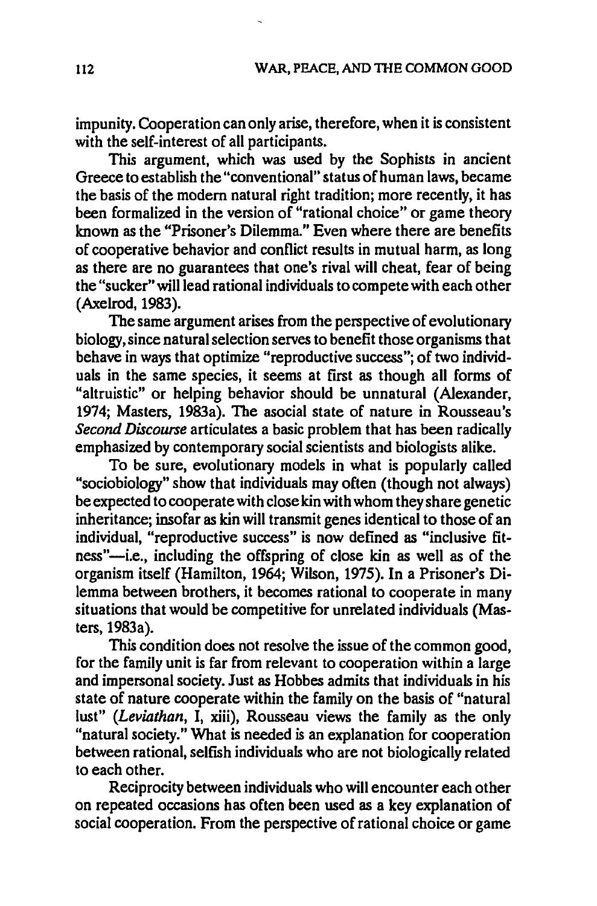impunity. Cooperation can only arise, therefore, when it is consistent with the self-interest of all participants.

This argument, which was used by the Sophists in ancient Greece to establish the "conventional" status of human laws, became the basis of the modern natural right tradition; more recently, it has been formalized in the version of "rational choice" or game theory known as the "Prisoner's Dilemma." Even where there are benefits of cooperative behavior and conflict results in mutual harm, as long as there are no guarantees that one's rival will cheat, fear of being the "sucker" will lead rational individuals to compete with each other (Axelrod, 1983).

The same argument arises from the perspective of evolutionary biology, since natural selection serves to benefit those organisms that behave in ways that optimize "reproductive success"; of two individuals in the same species, it seems at first as though all forms of "altruistic" or helping behavior should be unnatural (Alexander, 1974; Masters, 1983a). The asocial state of nature in Rousseau's *Second Discourse* articulates a basic problem that has been radically emphasized by contemporary social scientists and biologists alike.

To be sure, evolutionary models in what is popularly called "sociobiology" show that individuals may often (though not always) be expected to cooperate with close kin with whom they share genetic inheritance; insofar as kin will transmit genes identical to those of an individual, "reproductive success" is now defined as "inclusive fitness"—i.e., including the offspring of close kin as well as of the organism itself (Hamilton, 1964; Wilson, 1975). In a Prisoner's Dilemma between brothers, it becomes rational to cooperate in many situations that would be competitive for unrelated individuals (Masters, 1983a).

This condition does not resolve the issue of the common good, for the family unit is far from relevant to cooperation within a large and impersonal society. Just as Hobbes admits that individuals in his state of nature cooperate within the family on the basis of "natural lust" (*Leviathan*, I, xiii), Rousseau views the family as the only "natural society." What is needed is an explanation for cooperation between rational, selfish individuals who are not biologically related to each other.

Reciprocity between individuals who will encounter each other on repeated occasions has often been used as a key explanation of social cooperation. From the perspective of rational choice or game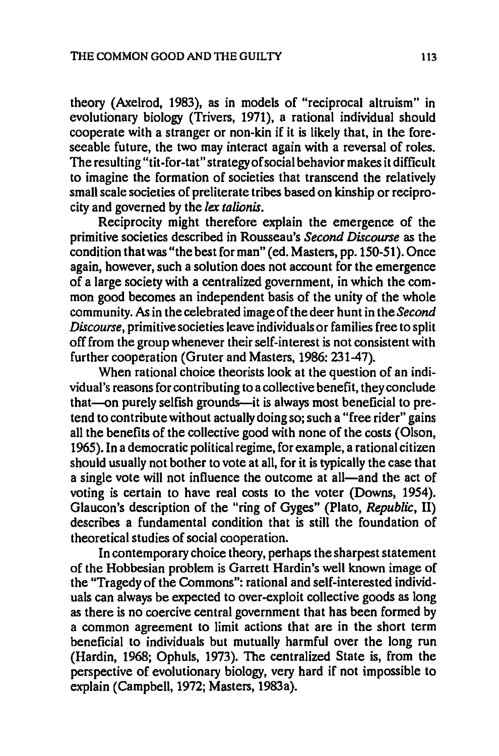theory (Axelrod, 1983), as in models of "reciprocal altruism" in evolutionary biology (Trivers, 1971), a rational individual should cooperate with a stranger or non-kin if it is likely that, in the foreseeable future, the two may interact again with a reversal of roles. The resulting "tit-for-tat" strategy of social behavior makes it difficult to imagine the formation of societies that transcend the relatively small scale societies of preliterate tribes based on kinship or reciprocity and governed by the *lex talionis*.

Reciprocity might therefore explain the emergence of the primitive societies described in Rousseau's *Second Discourse* as the condition that was "the best for man" (ed. Masters, pp. 150-51). Once again, however, such a solution does not account for the emergence of a large society with a centralized government, in which the common good becomes an independent basis of the unity of the whole community. As in the celebrated image of the deer hunt in the *Second Discourse*, primitive societies leave individuals or families free to split off from the group whenever their self-interest is not consistent with further cooperation (Gruter and Masters, 1986: 231-47).

When rational choice theorists look at the question of an individual's reasons for contributing to a collective benefit, they conclude that—on purely selfish grounds—it is always most beneficial to pretend to contribute without actually doing so; such a "free rider" gains all the benefits of the collective good with none of the costs (Olson, 1965). In a democratic political regime, for example, a rational citizen should usually not bother to vote at all, for it is typically the case that a single vote will not influence the outcome at all—and the act of voting is certain to have real costs to the voter (Downs, 1954). Glaucon's description of the "ring of Gyges" (Plato, *Republic*, II) describes a fundamental condition that is still the foundation of theoretical studies of social cooperation.

In contemporary choice theory, perhaps the sharpest statement of the Hobbesian problem is Garrett Hardin's well known image of the "Tragedy of the Commons": rational and self-interested individuals can always be expected to over-exploit collective goods as long as there is no coercive central government that has been formed by a common agreement to limit actions that are in the short term beneficial to individuals but mutually harmful over the long run (Hardin, 1968; Ophuls, 1973). The centralized State is, from the perspective of evolutionary biology, very hard if not impossible to explain (Campbell, 1972; Masters, 1983a).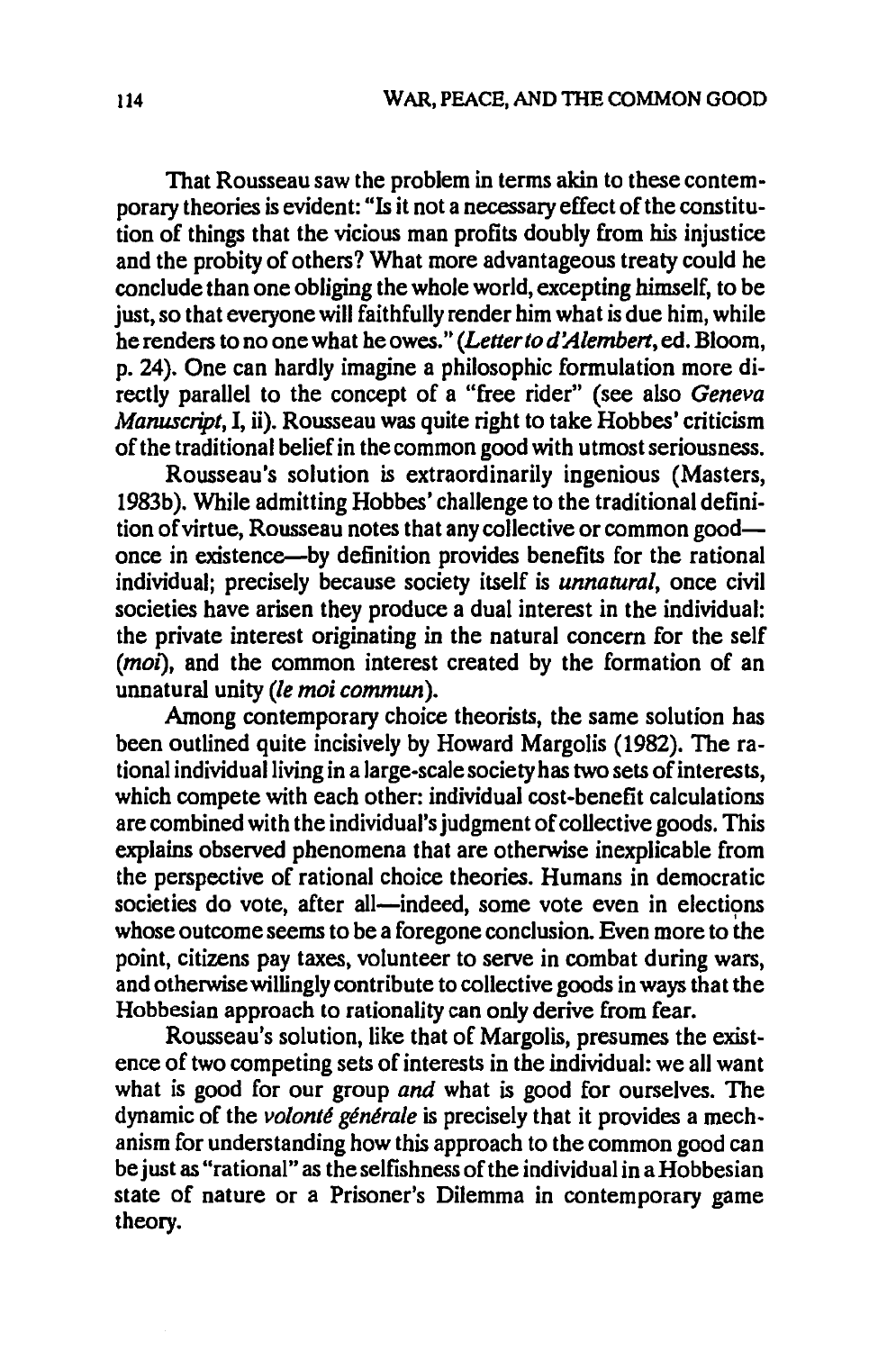That Rousseau saw the problem in terms akin to these contemporary theories is evident: "Is it not a necessary effect of the constitution of things that the vicious man profits doubly from his injustice and the probity of others? What more advantageous treaty could he conclude than one obliging the whole world, excepting himself, to be just, so that everyone will faithfully render him what is due him, while he renders to no one what he owes." (*Letter to d'Alembert*, ed. Bloom, p. 24). One can hardly imagine a philosophic formulation more directly parallel to the concept of a "free rider" (see also *Geneva Manuscript*, I, ii). Rousseau was quite right to take Hobbes' criticism of the traditional belief in the common good with utmost seriousness.

Rousseau's solution is extraordinarily ingenious (Masters, 1983b). While admitting Hobbes' challenge to the traditional definition of virtue, Rousseau notes that any collective or common good—once in existence—by definition provides benefits for the rational individual; precisely because society itself is *unnatural*, once civil societies have arisen they produce a dual interest in the individual: the private interest originating in the natural concern for the self (*moi*), and the common interest created by the formation of an unnatural unity (*le moi commun*).

Among contemporary choice theorists, the same solution has been outlined quite incisively by Howard Margolis (1982). The rational individual living in a large-scale society has two sets of interests, which compete with each other: individual cost-benefit calculations are combined with the individual's judgment of collective goods. This explains observed phenomena that are otherwise inexplicable from the perspective of rational choice theories. Humans in democratic societies do vote, after all—indeed, some vote even in elections whose outcome seems to be a foregone conclusion. Even more to the point, citizens pay taxes, volunteer to serve in combat during wars, and otherwise willingly contribute to collective goods in ways that the Hobbesian approach to rationality can only derive from fear.

Rousseau's solution, like that of Margolis, presumes the existence of two competing sets of interests in the individual: we all want what is good for our group *and* what is good for ourselves. The dynamic of the *volonté générale* is precisely that it provides a mechanism for understanding how this approach to the common good can be just as "rational" as the selfishness of the individual in a Hobbesian state of nature or a Prisoner's Dilemma in contemporary game theory.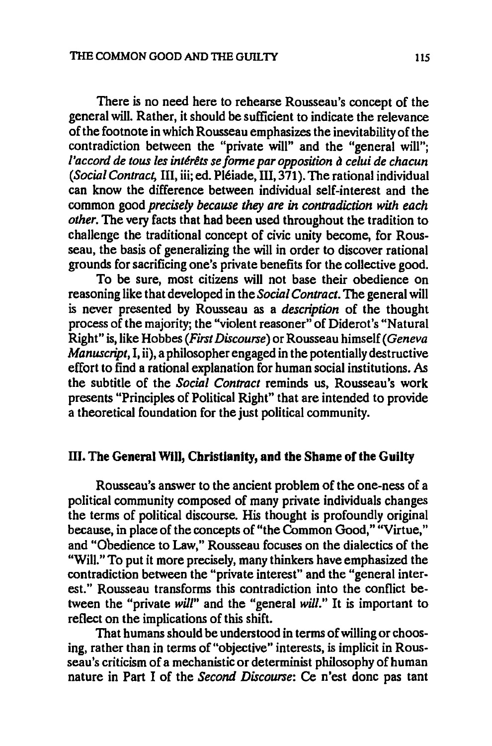There is no need here to rehearse Rousseau's concept of the general will. Rather, it should be sufficient to indicate the relevance of the footnote in which Rousseau emphasizes the inevitability of the contradiction between the "private will" and the "general will"; *l'accord de tous les intérêts se forme par opposition à celui de chacun* (*Social Contract*, III, iii; ed. Pléiade, III, 371). The rational individual can know the difference between individual self-interest and the common good *precisely because they are in contradiction with each other*. The very facts that had been used throughout the tradition to challenge the traditional concept of civic unity become, for Rousseau, the basis of generalizing the will in order to discover rational grounds for sacrificing one's private benefits for the collective good.

To be sure, most citizens will not base their obedience on reasoning like that developed in the *Social Contract*. The general will is never presented by Rousseau as a *description* of the thought process of the majority; the "violent reasoner" of Diderot's "Natural Right" is, like Hobbes (*First Discourse*) or Rousseau himself (*Geneva Manuscript*, I, ii), a philosopher engaged in the potentially destructive effort to find a rational explanation for human social institutions. As the subtitle of the *Social Contract* reminds us, Rousseau's work presents "Principles of Political Right" that are intended to provide a theoretical foundation for the just political community.

## III. The General Will, Christianity, and the Shame of the Guilty

Rousseau's answer to the ancient problem of the one-ness of a political community composed of many private individuals changes the terms of political discourse. His thought is profoundly original because, in place of the concepts of "the Common Good," "Virtue," and "Obedience to Law," Rousseau focuses on the dialectics of the "Will." To put it more precisely, many thinkers have emphasized the contradiction between the "private interest" and the "general interest." Rousseau transforms this contradiction into the conflict between the "private *will*" and the "general *will*." It is important to reflect on the implications of this shift.

That humans should be understood in terms of willing or choosing, rather than in terms of "objective" interests, is implicit in Rousseau's criticism of a mechanistic or determinist philosophy of human nature in Part I of the *Second Discourse*: Ce n'est donc pas tant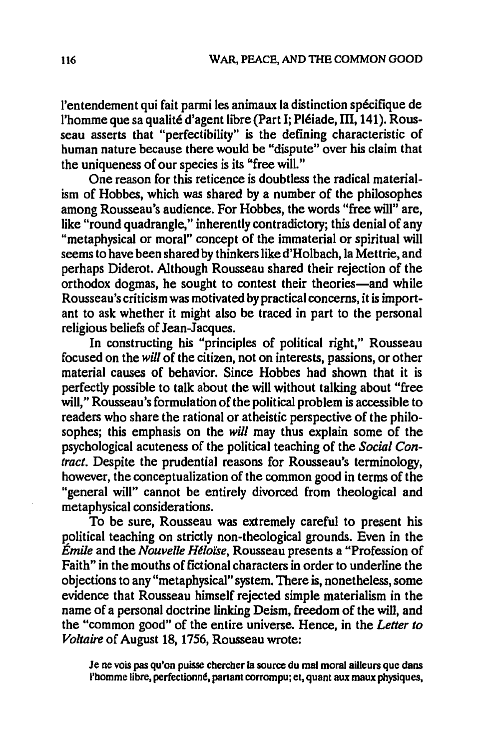l'entendement qui fait parmi les animaux la distinction spécifique de l'homme que sa qualité d'agent libre (Part I; Pléiade, III, 141). Rousseau asserts that "perfectibility" is the defining characteristic of human nature because there would be "dispute" over his claim that the uniqueness of our species is its "free will."

One reason for this reticence is doubtless the radical materialism of Hobbes, which was shared by a number of the philosophes among Rousseau's audience. For Hobbes, the words "free will" are, like "round quadrangle," inherently contradictory; this denial of any "metaphysical or moral" concept of the immaterial or spiritual will seems to have been shared by thinkers like d'Holbach, la Mettrie, and perhaps Diderot. Although Rousseau shared their rejection of the orthodox dogmas, he sought to contest their theories—and while Rousseau's criticism was motivated by practical concerns, it is important to ask whether it might also be traced in part to the personal religious beliefs of Jean-Jacques.

In constructing his "principles of political right," Rousseau focused on the *will* of the citizen, not on interests, passions, or other material causes of behavior. Since Hobbes had shown that it is perfectly possible to talk about the will without talking about "free will," Rousseau's formulation of the political problem is accessible to readers who share the rational or atheistic perspective of the philosophes; this emphasis on the *will* may thus explain some of the psychological acuteness of the political teaching of the *Social Contract*. Despite the prudential reasons for Rousseau's terminology, however, the conceptualization of the common good in terms of the "general will" cannot be entirely divorced from theological and metaphysical considerations.

To be sure, Rousseau was extremely careful to present his political teaching on strictly non-theological grounds. Even in the *Émile* and the *Nouvelle Héloïse*, Rousseau presents a "Profession of Faith" in the mouths of fictional characters in order to underline the objections to any "metaphysical" system. There is, nonetheless, some evidence that Rousseau himself rejected simple materialism in the name of a personal doctrine linking Deism, freedom of the will, and the "common good" of the entire universe. Hence, in the *Letter to Voltaire* of August 18, 1756, Rousseau wrote:

> Je ne vois pas qu'on puisse chercher la source du mal moral ailleurs que dans l'homme libre, perfectionné, partant corrompu; et, quant aux maux physiques,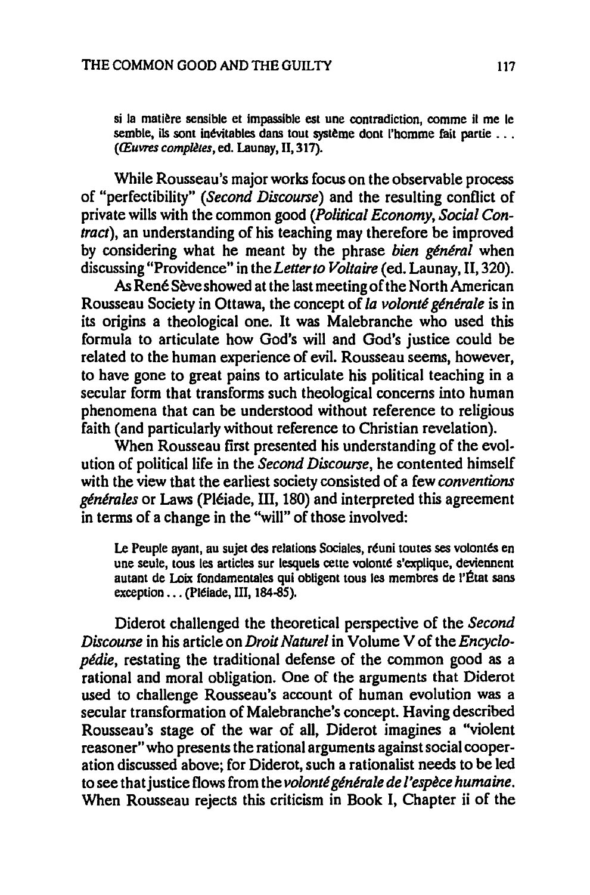> si la matière sensible et impassible est une contradiction, comme il me le semble, ils sont inévitables dans tout système dont l'homme fait partie . . . (*Œuvres complètes*, ed. Launay, II, 317).

While Rousseau's major works focus on the observable process of "perfectibility" (*Second Discourse*) and the resulting conflict of private wills with the common good (*Political Economy, Social Contract*), an understanding of his teaching may therefore be improved by considering what he meant by the phrase *bien général* when discussing "Providence" in the *Letter to Voltaire* (ed. Launay, II, 320).

As René Sève showed at the last meeting of the North American Rousseau Society in Ottawa, the concept of *la volonté générale* is in its origins a theological one. It was Malebranche who used this formula to articulate how God's will and God's justice could be related to the human experience of evil. Rousseau seems, however, to have gone to great pains to articulate his political teaching in a secular form that transforms such theological concerns into human phenomena that can be understood without reference to religious faith (and particularly without reference to Christian revelation).

When Rousseau first presented his understanding of the evolution of political life in the *Second Discourse*, he contented himself with the view that the earliest society consisted of a few *conventions générales* or Laws (Pléiade, III, 180) and interpreted this agreement in terms of a change in the "will" of those involved:

> Le Peuple ayant, au sujet des relations Sociales, réuni toutes ses volontés en une seule, tous les articles sur lesquels cette volonté s'explique, deviennent autant de Loix fondamentales qui obligent tous les membres de l'État sans exception . . . (Pléiade, III, 184-85).

Diderot challenged the theoretical perspective of the *Second Discourse* in his article on *Droit Naturel* in Volume V of the *Encyclopédie*, restating the traditional defense of the common good as a rational and moral obligation. One of the arguments that Diderot used to challenge Rousseau's account of human evolution was a secular transformation of Malebranche's concept. Having described Rousseau's stage of the war of all, Diderot imagines a "violent reasoner" who presents the rational arguments against social cooperation discussed above; for Diderot, such a rationalist needs to be led to see that justice flows from the *volonté générale de l'espèce humaine*. When Rousseau rejects this criticism in Book I, Chapter ii of the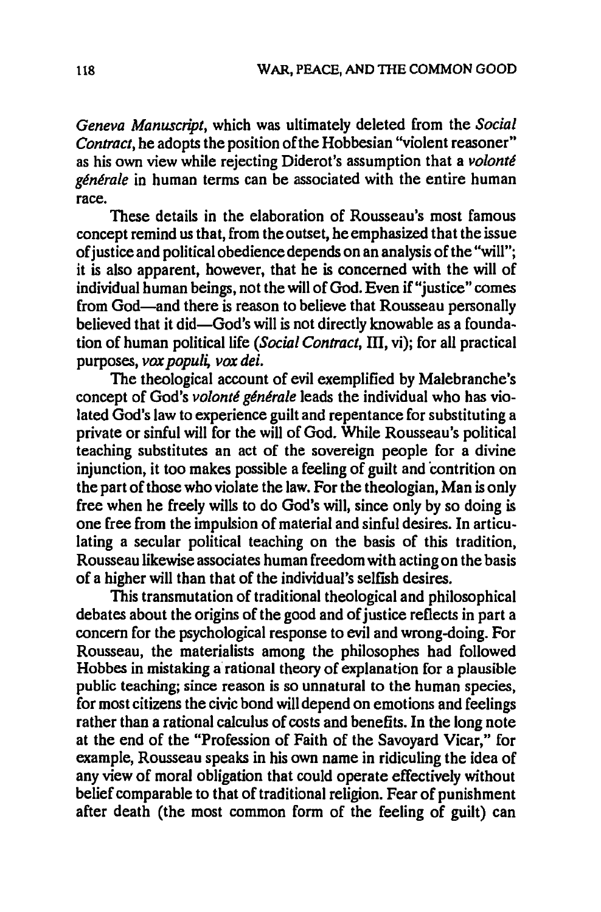*Geneva Manuscript*, which was ultimately deleted from the *Social Contract*, he adopts the position of the Hobbesian "violent reasoner" as his own view while rejecting Diderot's assumption that a *volonté générale* in human terms can be associated with the entire human race.

These details in the elaboration of Rousseau's most famous concept remind us that, from the outset, he emphasized that the issue of justice and political obedience depends on an analysis of the "will"; it is also apparent, however, that he is concerned with the will of individual human beings, not the will of God. Even if "justice" comes from God—and there is reason to believe that Rousseau personally believed that it did—God's will is not directly knowable as a foundation of human political life (*Social Contract*, III, vi); for all practical purposes, *vox populi, vox dei.*

The theological account of evil exemplified by Malebranche's concept of God's *volonté générale* leads the individual who has violated God's law to experience guilt and repentance for substituting a private or sinful will for the will of God. While Rousseau's political teaching substitutes an act of the sovereign people for a divine injunction, it too makes possible a feeling of guilt and contrition on the part of those who violate the law. For the theologian, Man is only free when he freely wills to do God's will, since only by so doing is one free from the impulsion of material and sinful desires. In articulating a secular political teaching on the basis of this tradition, Rousseau likewise associates human freedom with acting on the basis of a higher will than that of the individual's selfish desires.

This transmutation of traditional theological and philosophical debates about the origins of the good and of justice reflects in part a concern for the psychological response to evil and wrong-doing. For Rousseau, the materialists among the philosophes had followed Hobbes in mistaking a rational theory of explanation for a plausible public teaching; since reason is so unnatural to the human species, for most citizens the civic bond will depend on emotions and feelings rather than a rational calculus of costs and benefits. In the long note at the end of the "Profession of Faith of the Savoyard Vicar," for example, Rousseau speaks in his own name in ridiculing the idea of any view of moral obligation that could operate effectively without belief comparable to that of traditional religion. Fear of punishment after death (the most common form of the feeling of guilt) can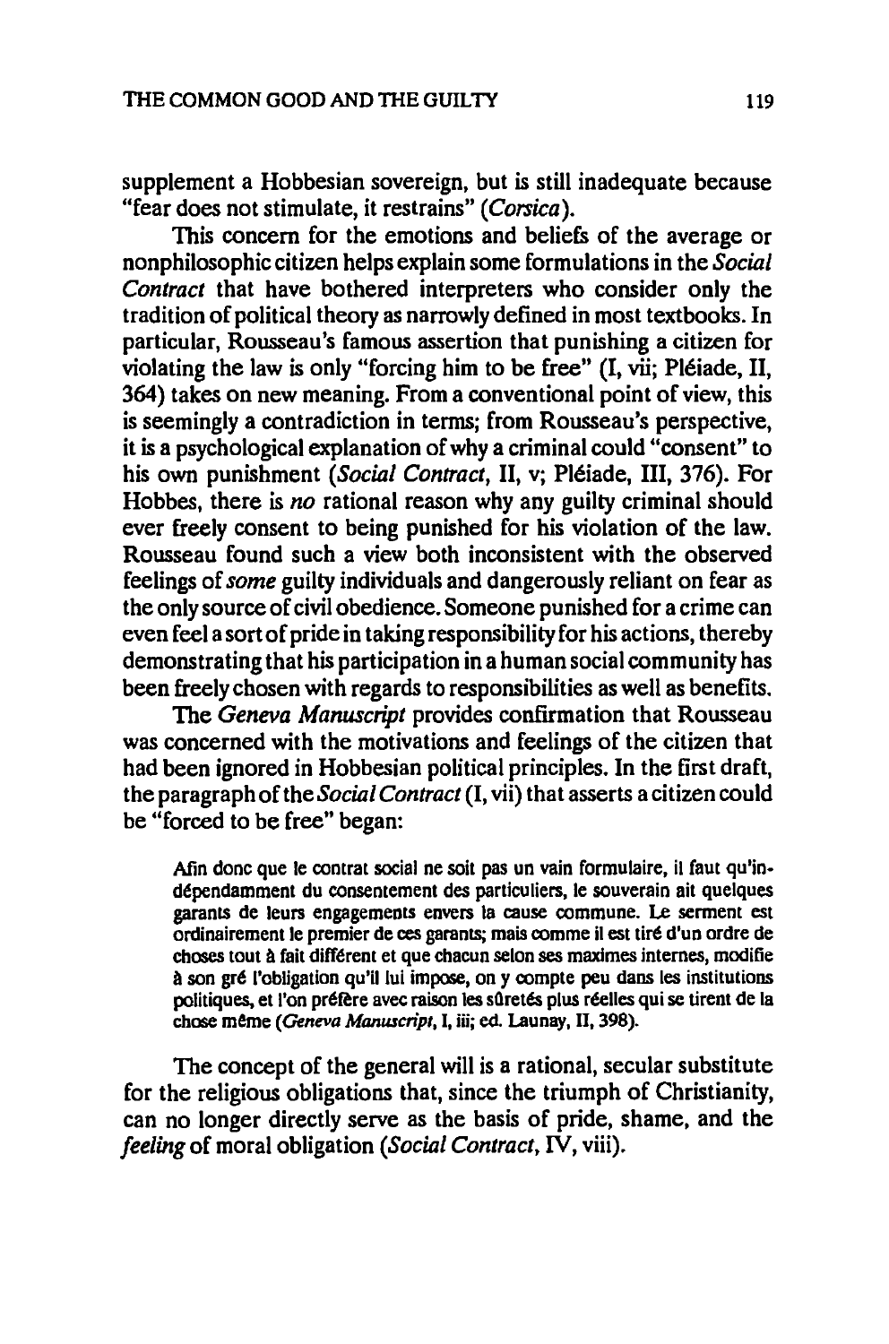supplement a Hobbesian sovereign, but is still inadequate because "fear does not stimulate, it restrains" (*Corsica*).

This concern for the emotions and beliefs of the average or nonphilosophic citizen helps explain some formulations in the *Social Contract* that have bothered interpreters who consider only the tradition of political theory as narrowly defined in most textbooks. In particular, Rousseau's famous assertion that punishing a citizen for violating the law is only "forcing him to be free" (I, vii; Pléiade, II, 364) takes on new meaning. From a conventional point of view, this is seemingly a contradiction in terms; from Rousseau's perspective, it is a psychological explanation of why a criminal could "consent" to his own punishment (*Social Contract*, II, v; Pléiade, III, 376). For Hobbes, there is *no* rational reason why any guilty criminal should ever freely consent to being punished for his violation of the law. Rousseau found such a view both inconsistent with the observed feelings of *some* guilty individuals and dangerously reliant on fear as the only source of civil obedience. Someone punished for a crime can even feel a sort of pride in taking responsibility for his actions, thereby demonstrating that his participation in a human social community has been freely chosen with regards to responsibilities as well as benefits.

The *Geneva Manuscript* provides confirmation that Rousseau was concerned with the motivations and feelings of the citizen that had been ignored in Hobbesian political principles. In the first draft, the paragraph of the *Social Contract* (I, vii) that asserts a citizen could be "forced to be free" began:

> Afin donc que le contrat social ne soit pas un vain formulaire, il faut qu'indépendamment du consentement des particuliers, le souverain ait quelques garants de leurs engagements envers la cause commune. Le serment est ordinairement le premier de ces garants; mais comme il est tiré d'un ordre de choses tout à fait différent et que chacun selon ses maximes internes, modifie à son gré l'obligation qu'il lui impose, on y compte peu dans les institutions politiques, et l'on préfère avec raison les sûretés plus réelles qui se tirent de la chose même (*Geneva Manuscript*, I, iii; ed. Launay, II, 398).

The concept of the general will is a rational, secular substitute for the religious obligations that, since the triumph of Christianity, can no longer directly serve as the basis of pride, shame, and the *feeling* of moral obligation (*Social Contract*, IV, viii).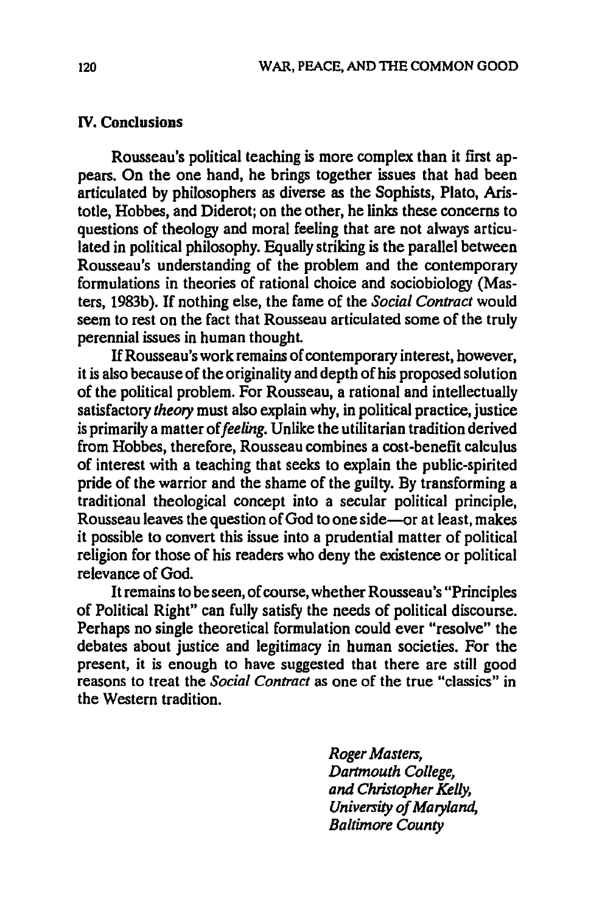## IV. Conclusions

Rousseau's political teaching is more complex than it first appears. On the one hand, he brings together issues that had been articulated by philosophers as diverse as the Sophists, Plato, Aristotle, Hobbes, and Diderot; on the other, he links these concerns to questions of theology and moral feeling that are not always articulated in political philosophy. Equally striking is the parallel between Rousseau's understanding of the problem and the contemporary formulations in theories of rational choice and sociobiology (Masters, 1983b). If nothing else, the fame of the *Social Contract* would seem to rest on the fact that Rousseau articulated some of the truly perennial issues in human thought.

If Rousseau's work remains of contemporary interest, however, it is also because of the originality and depth of his proposed solution of the political problem. For Rousseau, a rational and intellectually satisfactory *theory* must also explain why, in political practice, justice is primarily a matter of *feeling*. Unlike the utilitarian tradition derived from Hobbes, therefore, Rousseau combines a cost-benefit calculus of interest with a teaching that seeks to explain the public-spirited pride of the warrior and the shame of the guilty. By transforming a traditional theological concept into a secular political principle, Rousseau leaves the question of God to one side—or at least, makes it possible to convert this issue into a prudential matter of political religion for those of his readers who deny the existence or political relevance of God.

It remains to be seen, of course, whether Rousseau's "Principles of Political Right" can fully satisfy the needs of political discourse. Perhaps no single theoretical formulation could ever "resolve" the debates about justice and legitimacy in human societies. For the present, it is enough to have suggested that there are still good reasons to treat the *Social Contract* as one of the true "classics" in the Western tradition.

*Roger Masters,*
*Dartmouth College,*
*and Christopher Kelly,*
*University of Maryland,*
*Baltimore County*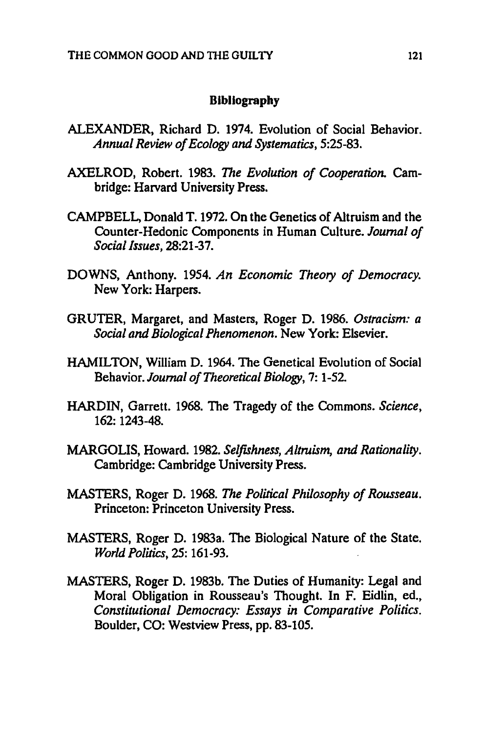## Bibliography

ALEXANDER, Richard D. 1974. Evolution of Social Behavior. *Annual Review of Ecology and Systematics*, 5:25-83.

AXELROD, Robert. 1983. *The Evolution of Cooperation.* Cambridge: Harvard University Press.

CAMPBELL, Donald T. 1972. On the Genetics of Altruism and the Counter-Hedonic Components in Human Culture. *Journal of Social Issues*, 28:21-37.

DOWNS, Anthony. 1954. *An Economic Theory of Democracy.* New York: Harpers.

GRUTER, Margaret, and Masters, Roger D. 1986. *Ostracism: a Social and Biological Phenomenon.* New York: Elsevier.

HAMILTON, William D. 1964. The Genetical Evolution of Social Behavior. *Journal of Theoretical Biology*, 7: 1-52.

HARDIN, Garrett. 1968. The Tragedy of the Commons. *Science*, 162: 1243-48.

MARGOLIS, Howard. 1982. *Selfishness, Altruism, and Rationality.* Cambridge: Cambridge University Press.

MASTERS, Roger D. 1968. *The Political Philosophy of Rousseau.* Princeton: Princeton University Press.

MASTERS, Roger D. 1983a. The Biological Nature of the State. *World Politics*, 25: 161-93.

MASTERS, Roger D. 1983b. The Duties of Humanity: Legal and Moral Obligation in Rousseau's Thought. In F. Eidlin, ed., *Constitutional Democracy: Essays in Comparative Politics.* Boulder, CO: Westview Press, pp. 83-105.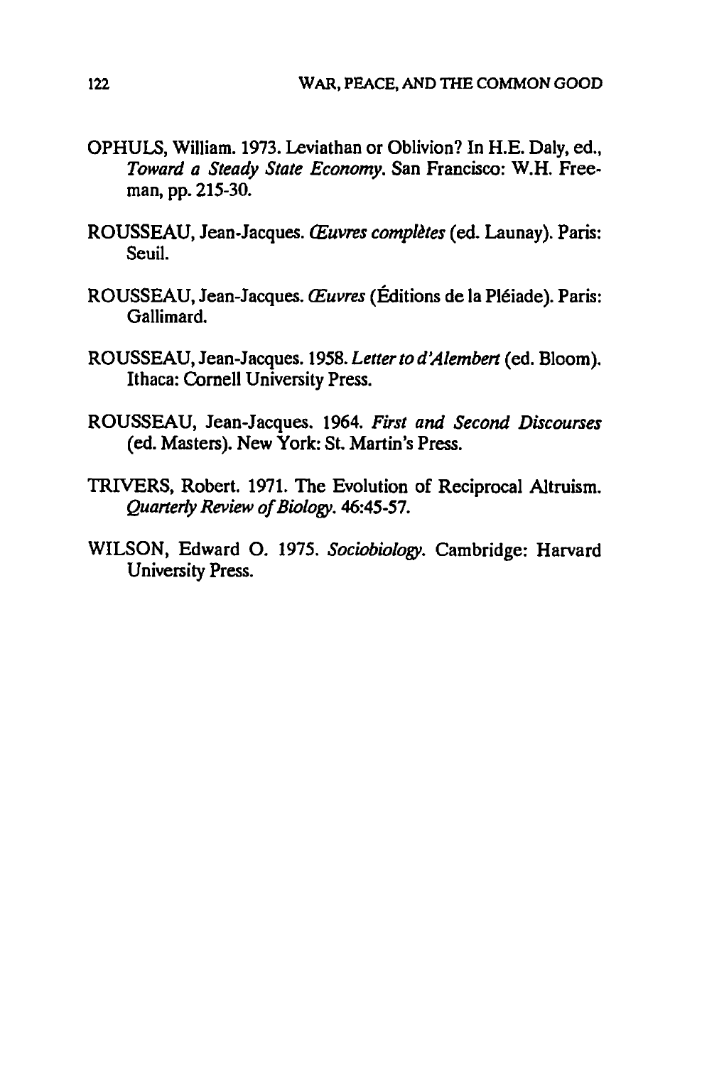OPHULS, William. 1973. Leviathan or Oblivion? In H.E. Daly, ed., *Toward a Steady State Economy*. San Francisco: W.H. Freeman, pp. 215-30.

ROUSSEAU, Jean-Jacques. *Œuvres complètes* (ed. Launay). Paris: Seuil.

ROUSSEAU, Jean-Jacques. *Œuvres* (Éditions de la Pléiade). Paris: Gallimard.

ROUSSEAU, Jean-Jacques. 1958. *Letter to d'Alembert* (ed. Bloom). Ithaca: Cornell University Press.

ROUSSEAU, Jean-Jacques. 1964. *First and Second Discourses* (ed. Masters). New York: St. Martin's Press.

TRIVERS, Robert. 1971. The Evolution of Reciprocal Altruism. *Quarterly Review of Biology*. 46:45-57.

WILSON, Edward O. 1975. *Sociobiology*. Cambridge: Harvard University Press.